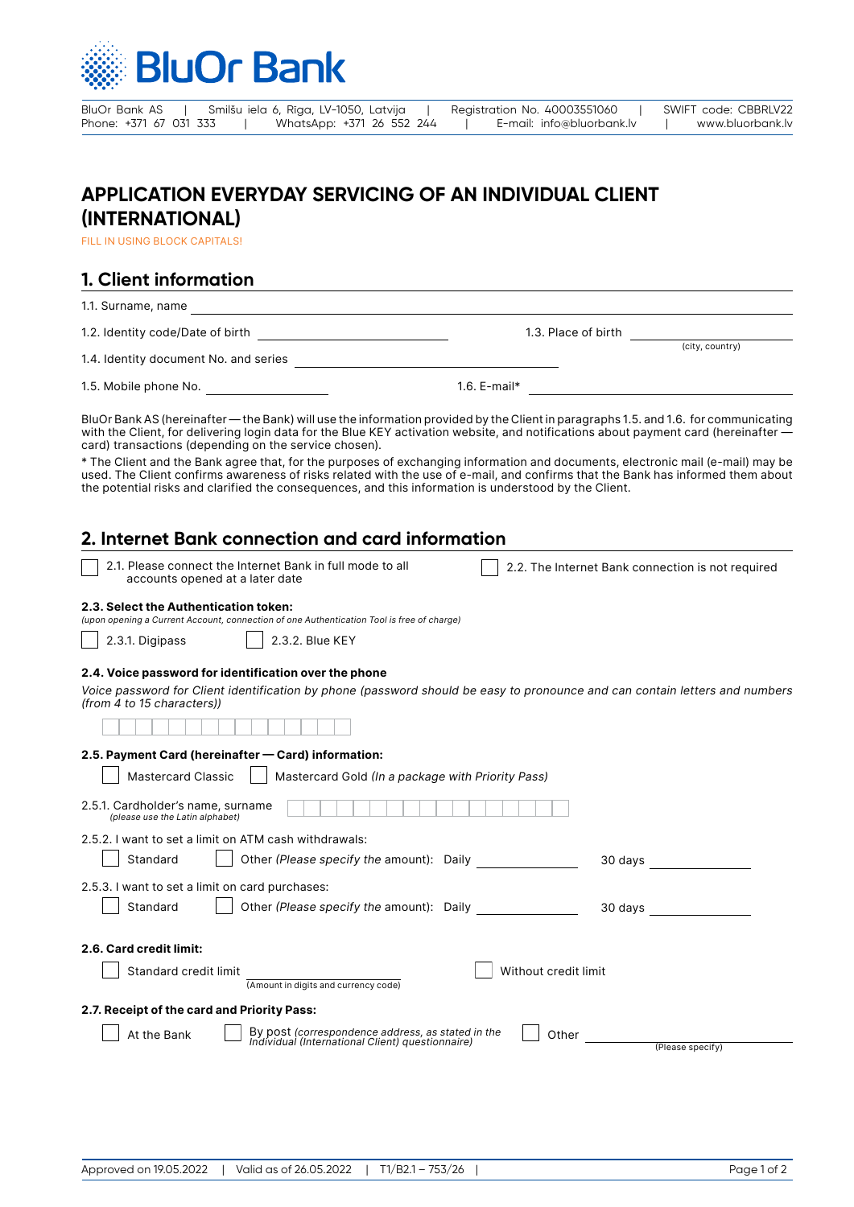BluOr Bank AS | Smilšu iela 6, Rīga, LV-1050, Latvija | Registration No. 40003551060 | SWIFT code: CBBRLV22
Phone: +371 67 031 333 | WhatsApp: +371 26 552 244 | E-mail: info@bluorbank.lv | www.bluorbank.lv

# APPLICATION EVERYDAY SERVICING OF AN INDIVIDUAL CLIENT (INTERNATIONAL)

FILL IN USING BLOCK CAPITALS!

## 1. Client information

1.1. Surname, name ______________________________

1.2. Identity code/Date of birth ______________________ 1.3. Place of birth ______________________ (city, country)

1.4. Identity document No. and series ______________________

1.5. Mobile phone No. ______________ 1.6. E-mail* ______________________

BluOr Bank AS (hereinafter — the Bank) will use the information provided by the Client in paragraphs 1.5. and 1.6. for communicating with the Client, for delivering login data for the Blue KEY activation website, and notifications about payment card (hereinafter — card) transactions (depending on the service chosen).

* The Client and the Bank agree that, for the purposes of exchanging information and documents, electronic mail (e-mail) may be used. The Client confirms awareness of risks related with the use of e-mail, and confirms that the Bank has informed them about the potential risks and clarified the consequences, and this information is understood by the Client.

## 2. Internet Bank connection and card information

☐ 2.1. Please connect the Internet Bank in full mode to all accounts opened at a later date ☐ 2.2. The Internet Bank connection is not required

**2.3. Select the Authentication token:**

*(upon opening a Current Account, connection of one Authentication Tool is free of charge)*

☐ 2.3.1. Digipass ☐ 2.3.2. Blue KEY

**2.4. Voice password for identification over the phone**

*Voice password for Client identification by phone (password should be easy to pronounce and can contain letters and numbers (from 4 to 15 characters))*

☐☐☐☐☐☐☐☐☐☐☐☐☐☐☐

**2.5. Payment Card (hereinafter — Card) information:**

☐ Mastercard Classic ☐ Mastercard Gold *(In a package with Priority Pass)*

2.5.1. Cardholder's name, surname ☐☐☐☐☐☐☐☐☐☐☐☐☐☐☐☐☐
*(please use the Latin alphabet)*

2.5.2. I want to set a limit on ATM cash withdrawals:

☐ Standard ☐ Other *(Please specify the* amount): Daily ______________ 30 days ______________

2.5.3. I want to set a limit on card purchases:

☐ Standard ☐ Other *(Please specify the* amount): Daily ______________ 30 days ______________

**2.6. Card credit limit:**

☐ Standard credit limit ______________________ (Amount in digits and currency code) ☐ Without credit limit

**2.7. Receipt of the card and Priority Pass:**

☐ At the Bank ☐ By post *(correspondence address, as stated in the Individual (International Client) questionnaire)* ☐ Other ______________________ (Please specify)

Approved on 19.05.2022 | Valid as of 26.05.2022 | T1/B2.1 – 753/26 |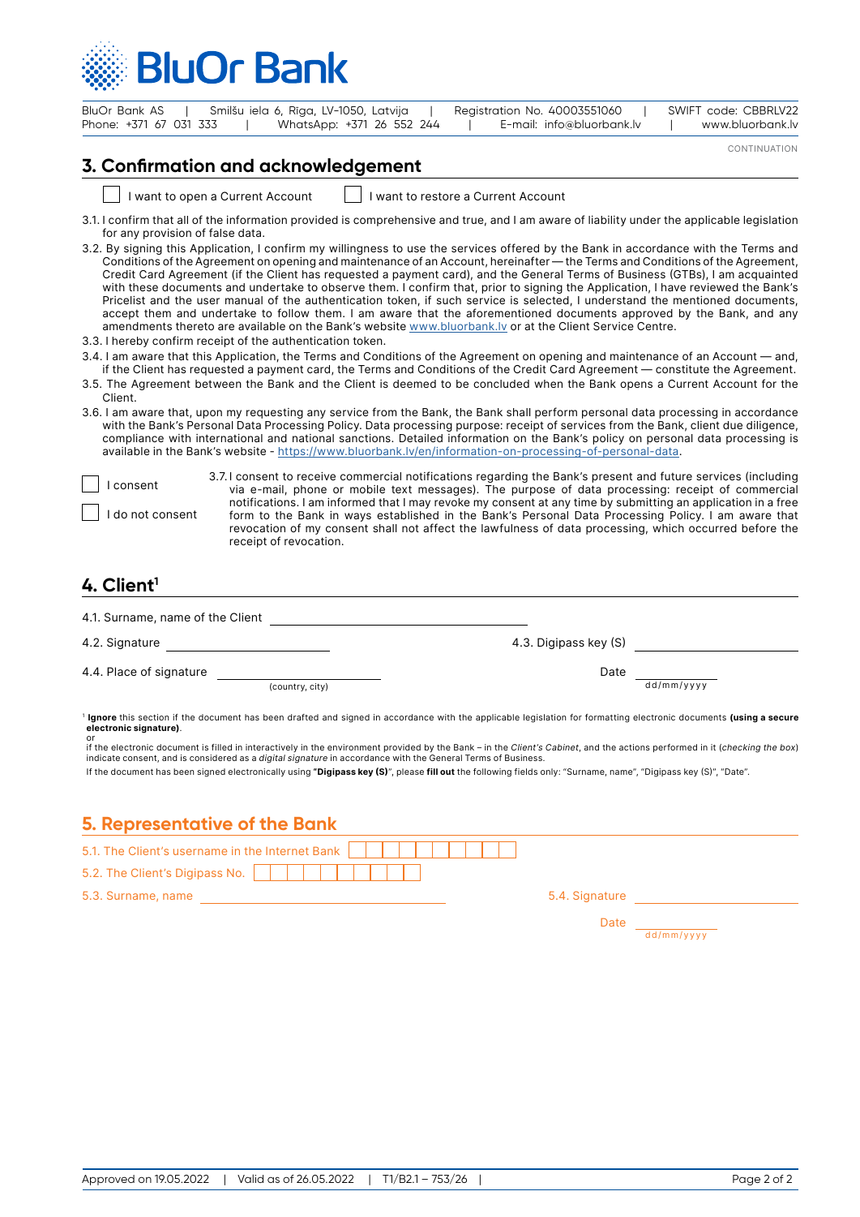BluOr Bank

BluOr Bank AS | Smilšu iela 6, Rīga, LV-1050, Latvija | Registration No. 40003551060 | SWIFT code: CBBRLV22
Phone: +371 67 031 333 | WhatsApp: +371 26 552 244 | E-mail: info@bluorbank.lv | www.bluorbank.lv

CONTINUATION

## 3. Confirmation and acknowledgement

☐ I want to open a Current Account ☐ I want to restore a Current Account

3.1. I confirm that all of the information provided is comprehensive and true, and I am aware of liability under the applicable legislation for any provision of false data.

3.2. By signing this Application, I confirm my willingness to use the services offered by the Bank in accordance with the Terms and Conditions of the Agreement on opening and maintenance of an Account, hereinafter — the Terms and Conditions of the Agreement, Credit Card Agreement (if the Client has requested a payment card), and the General Terms of Business (GTBs), I am acquainted with these documents and undertake to observe them. I confirm that, prior to signing the Application, I have reviewed the Bank's Pricelist and the user manual of the authentication token, if such service is selected, I understand the mentioned documents, accept them and undertake to follow them. I am aware that the aforementioned documents approved by the Bank, and any amendments thereto are available on the Bank's website www.bluorbank.lv or at the Client Service Centre.

3.3. I hereby confirm receipt of the authentication token.

3.4. I am aware that this Application, the Terms and Conditions of the Agreement on opening and maintenance of an Account — and, if the Client has requested a payment card, the Terms and Conditions of the Credit Card Agreement — constitute the Agreement.

3.5. The Agreement between the Bank and the Client is deemed to be concluded when the Bank opens a Current Account for the Client.

3.6. I am aware that, upon my requesting any service from the Bank, the Bank shall perform personal data processing in accordance with the Bank's Personal Data Processing Policy. Data processing purpose: receipt of services from the Bank, client due diligence, compliance with international and national sanctions. Detailed information on the Bank's policy on personal data processing is available in the Bank's website - https://www.bluorbank.lv/en/information-on-processing-of-personal-data.

☐ I consent

☐ I do not consent

3.7. I consent to receive commercial notifications regarding the Bank's present and future services (including via e-mail, phone or mobile text messages). The purpose of data processing: receipt of commercial notifications. I am informed that I may revoke my consent at any time by submitting an application in a free form to the Bank in ways established in the Bank's Personal Data Processing Policy. I am aware that revocation of my consent shall not affect the lawfulness of data processing, which occurred before the receipt of revocation.

## 4. Client[1]

4.1. Surname, name of the Client ______________________

4.2. Signature ______________________ 4.3. Digipass key (S) ______________________

4.4. Place of signature ______________________ (country, city) Date ________ (dd/mm/yyyy)

[1] **Ignore** this section if the document has been drafted and signed in accordance with the applicable legislation for formatting electronic documents **(using a secure electronic signature)**.
or
if the electronic document is filled in interactively in the environment provided by the Bank – in the *Client's Cabinet*, and the actions performed in it (*checking the box*) indicate consent, and is considered as a *digital signature* in accordance with the General Terms of Business.
If the document has been signed electronically using **"Digipass key (S)"**, please **fill out** the following fields only: "Surname, name", "Digipass key (S)", "Date".

## 5. Representative of the Bank

5.1. The Client's username in the Internet Bank ☐☐☐☐☐☐☐☐☐☐

5.2. The Client's Digipass No. ☐☐☐☐☐☐☐☐☐☐

5.3. Surname, name ______________________ 5.4. Signature ______________________

Date ________ (dd/mm/yyyy)

Approved on 19.05.2022 | Valid as of 26.05.2022 | T1/B2.1 – 753/26